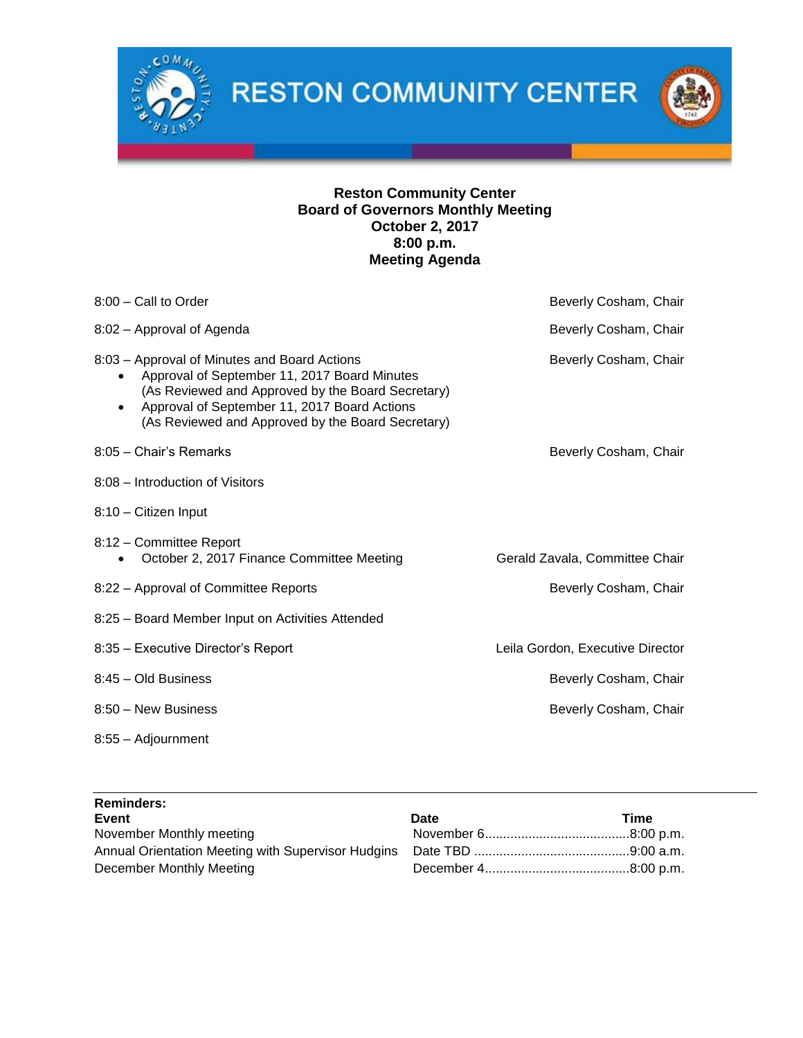# RESTON COMMUNITY CENTER

**Reston Community Center**
**Board of Governors Monthly Meeting**
**October 2, 2017**
**8:00 p.m.**
**Meeting Agenda**

| Time / Item | Presenter |
|---|---|
| 8:00 – Call to Order | Beverly Cosham, Chair |
| 8:02 – Approval of Agenda | Beverly Cosham, Chair |
| 8:03 – Approval of Minutes and Board Actions<br>• Approval of September 11, 2017 Board Minutes (As Reviewed and Approved by the Board Secretary)<br>• Approval of September 11, 2017 Board Actions (As Reviewed and Approved by the Board Secretary) | Beverly Cosham, Chair |
| 8:05 – Chair's Remarks | Beverly Cosham, Chair |
| 8:08 – Introduction of Visitors | |
| 8:10 – Citizen Input | |
| 8:12 – Committee Report<br>• October 2, 2017 Finance Committee Meeting | Gerald Zavala, Committee Chair |
| 8:22 – Approval of Committee Reports | Beverly Cosham, Chair |
| 8:25 – Board Member Input on Activities Attended | |
| 8:35 – Executive Director's Report | Leila Gordon, Executive Director |
| 8:45 – Old Business | Beverly Cosham, Chair |
| 8:50 – New Business | Beverly Cosham, Chair |
| 8:55 – Adjournment | |

**Reminders:**

| Event | Date | Time |
|---|---|---|
| November Monthly meeting | November 6 | 8:00 p.m. |
| Annual Orientation Meeting with Supervisor Hudgins | Date TBD | 9:00 a.m. |
| December Monthly Meeting | December 4 | 8:00 p.m. |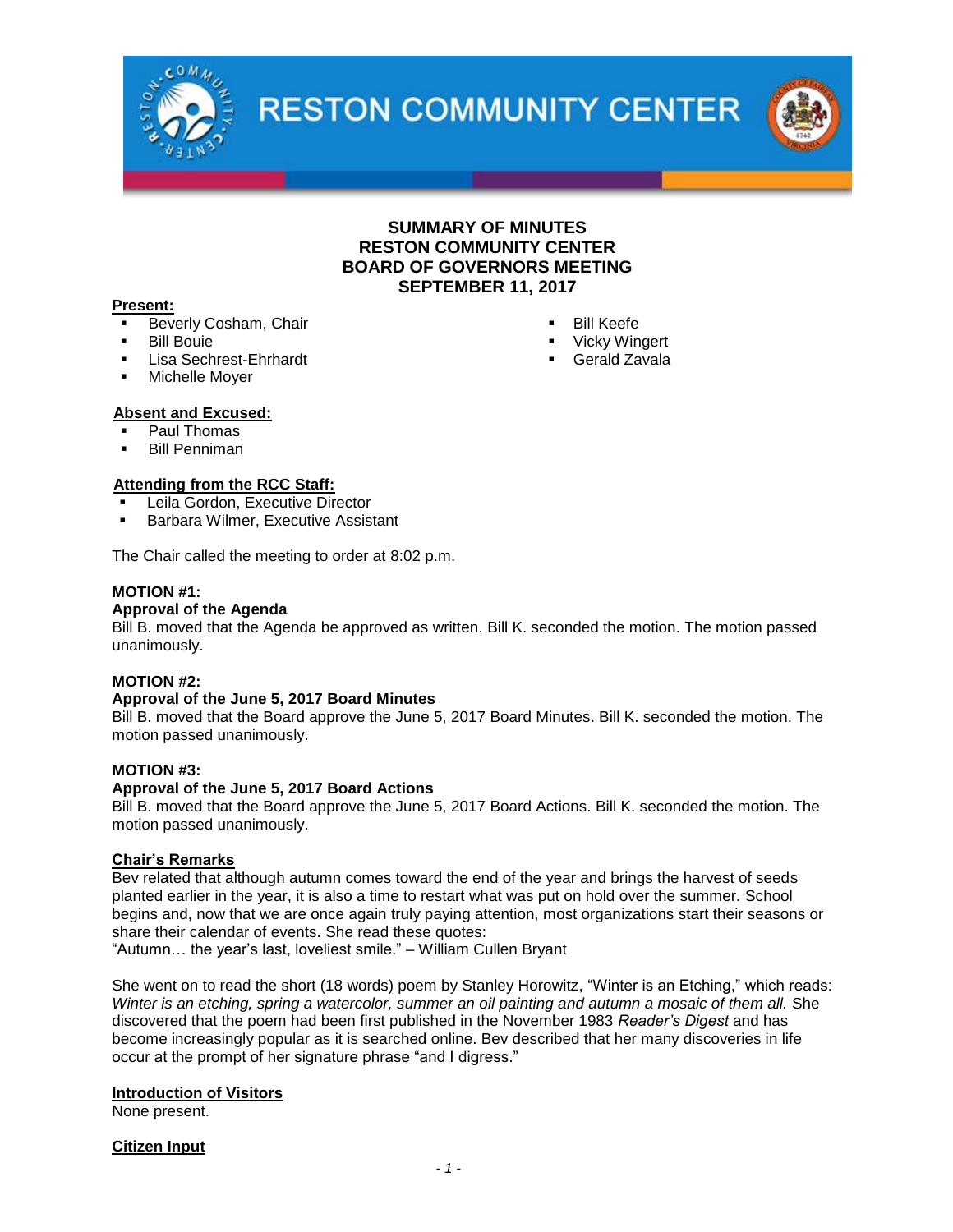# SUMMARY OF MINUTES
# RESTON COMMUNITY CENTER
# BOARD OF GOVERNORS MEETING
# SEPTEMBER 11, 2017

**Present:**
- Beverly Cosham, Chair
- Bill Bouie
- Lisa Sechrest-Ehrhardt
- Michelle Moyer
- Bill Keefe
- Vicky Wingert
- Gerald Zavala

**Absent and Excused:**
- Paul Thomas
- Bill Penniman

**Attending from the RCC Staff:**
- Leila Gordon, Executive Director
- Barbara Wilmer, Executive Assistant

The Chair called the meeting to order at 8:02 p.m.

**MOTION #1:**
**Approval of the Agenda**
Bill B. moved that the Agenda be approved as written. Bill K. seconded the motion. The motion passed unanimously.

**MOTION #2:**
**Approval of the June 5, 2017 Board Minutes**
Bill B. moved that the Board approve the June 5, 2017 Board Minutes. Bill K. seconded the motion. The motion passed unanimously.

**MOTION #3:**
**Approval of the June 5, 2017 Board Actions**
Bill B. moved that the Board approve the June 5, 2017 Board Actions. Bill K. seconded the motion. The motion passed unanimously.

**Chair's Remarks**
Bev related that although autumn comes toward the end of the year and brings the harvest of seeds planted earlier in the year, it is also a time to restart what was put on hold over the summer. School begins and, now that we are once again truly paying attention, most organizations start their seasons or share their calendar of events. She read these quotes:
"Autumn… the year's last, loveliest smile." – William Cullen Bryant

She went on to read the short (18 words) poem by Stanley Horowitz, "Winter is an Etching," which reads: *Winter is an etching, spring a watercolor, summer an oil painting and autumn a mosaic of them all.* She discovered that the poem had been first published in the November 1983 *Reader's Digest* and has become increasingly popular as it is searched online. Bev described that her many discoveries in life occur at the prompt of her signature phrase "and I digress."

**Introduction of Visitors**
None present.

**Citizen Input**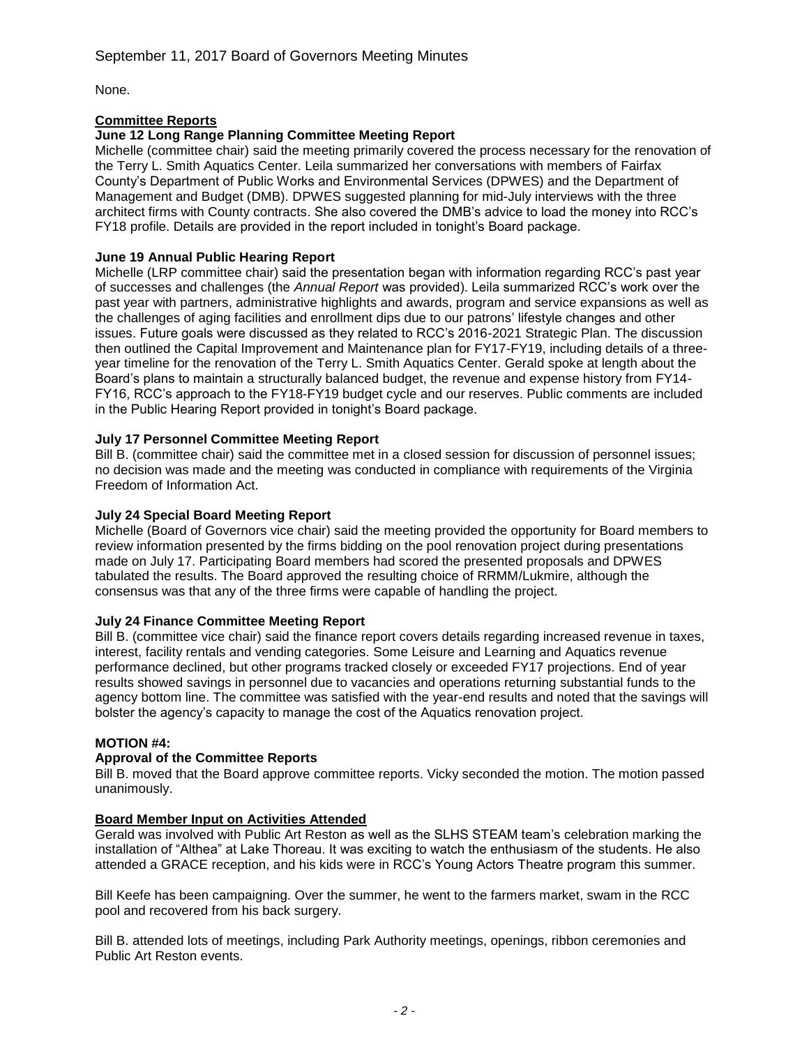None.

## Committee Reports

### June 12 Long Range Planning Committee Meeting Report

Michelle (committee chair) said the meeting primarily covered the process necessary for the renovation of the Terry L. Smith Aquatics Center. Leila summarized her conversations with members of Fairfax County's Department of Public Works and Environmental Services (DPWES) and the Department of Management and Budget (DMB). DPWES suggested planning for mid-July interviews with the three architect firms with County contracts. She also covered the DMB's advice to load the money into RCC's FY18 profile. Details are provided in the report included in tonight's Board package.

### June 19 Annual Public Hearing Report

Michelle (LRP committee chair) said the presentation began with information regarding RCC's past year of successes and challenges (the *Annual Report* was provided). Leila summarized RCC's work over the past year with partners, administrative highlights and awards, program and service expansions as well as the challenges of aging facilities and enrollment dips due to our patrons' lifestyle changes and other issues. Future goals were discussed as they related to RCC's 2016-2021 Strategic Plan. The discussion then outlined the Capital Improvement and Maintenance plan for FY17-FY19, including details of a three-year timeline for the renovation of the Terry L. Smith Aquatics Center. Gerald spoke at length about the Board's plans to maintain a structurally balanced budget, the revenue and expense history from FY14-FY16, RCC's approach to the FY18-FY19 budget cycle and our reserves. Public comments are included in the Public Hearing Report provided in tonight's Board package.

### July 17 Personnel Committee Meeting Report

Bill B. (committee chair) said the committee met in a closed session for discussion of personnel issues; no decision was made and the meeting was conducted in compliance with requirements of the Virginia Freedom of Information Act.

### July 24 Special Board Meeting Report

Michelle (Board of Governors vice chair) said the meeting provided the opportunity for Board members to review information presented by the firms bidding on the pool renovation project during presentations made on July 17. Participating Board members had scored the presented proposals and DPWES tabulated the results. The Board approved the resulting choice of RRMM/Lukmire, although the consensus was that any of the three firms were capable of handling the project.

### July 24 Finance Committee Meeting Report

Bill B. (committee vice chair) said the finance report covers details regarding increased revenue in taxes, interest, facility rentals and vending categories. Some Leisure and Learning and Aquatics revenue performance declined, but other programs tracked closely or exceeded FY17 projections. End of year results showed savings in personnel due to vacancies and operations returning substantial funds to the agency bottom line. The committee was satisfied with the year-end results and noted that the savings will bolster the agency's capacity to manage the cost of the Aquatics renovation project.

**MOTION #4:**

**Approval of the Committee Reports**

Bill B. moved that the Board approve committee reports. Vicky seconded the motion. The motion passed unanimously.

## Board Member Input on Activities Attended

Gerald was involved with Public Art Reston as well as the SLHS STEAM team's celebration marking the installation of "Althea" at Lake Thoreau. It was exciting to watch the enthusiasm of the students. He also attended a GRACE reception, and his kids were in RCC's Young Actors Theatre program this summer.

Bill Keefe has been campaigning. Over the summer, he went to the farmers market, swam in the RCC pool and recovered from his back surgery.

Bill B. attended lots of meetings, including Park Authority meetings, openings, ribbon ceremonies and Public Art Reston events.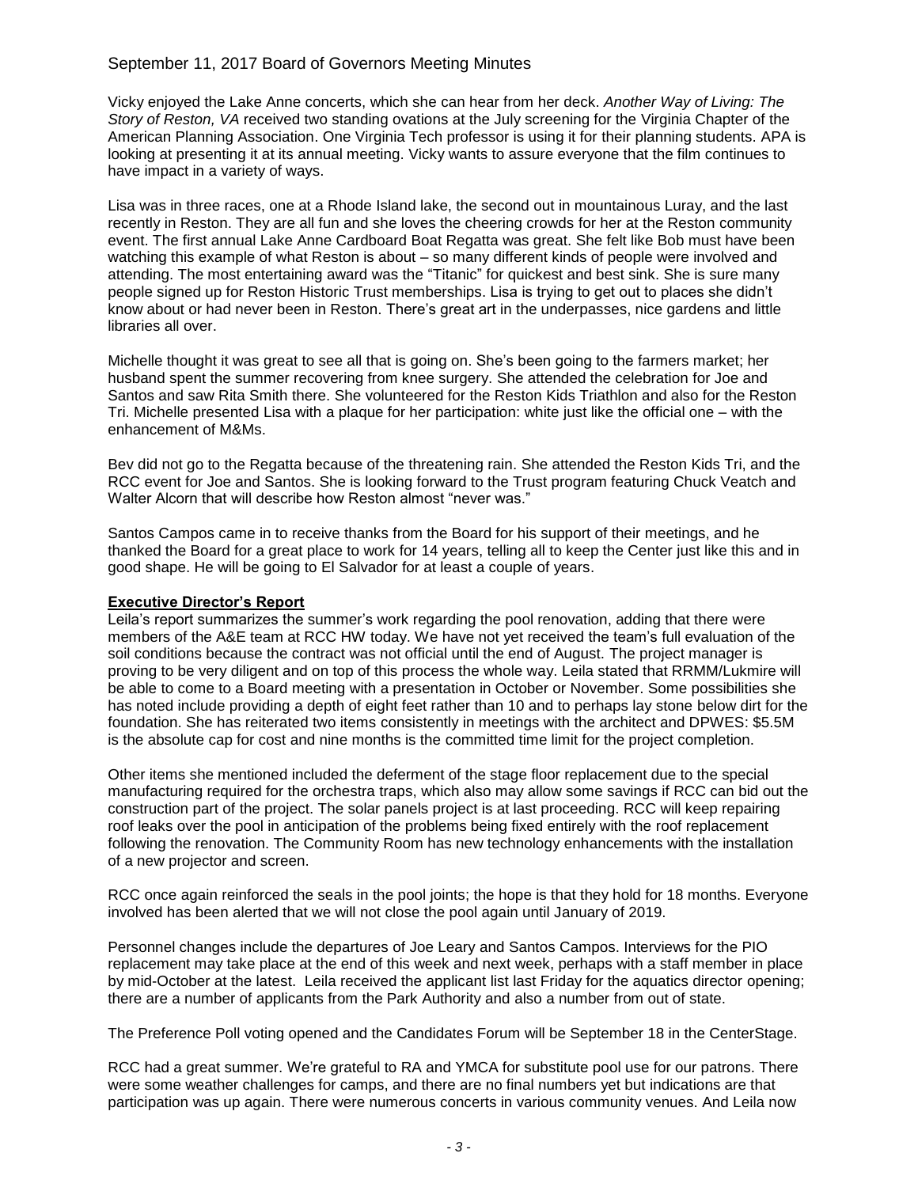Vicky enjoyed the Lake Anne concerts, which she can hear from her deck. *Another Way of Living: The Story of Reston, VA* received two standing ovations at the July screening for the Virginia Chapter of the American Planning Association. One Virginia Tech professor is using it for their planning students. APA is looking at presenting it at its annual meeting. Vicky wants to assure everyone that the film continues to have impact in a variety of ways.

Lisa was in three races, one at a Rhode Island lake, the second out in mountainous Luray, and the last recently in Reston. They are all fun and she loves the cheering crowds for her at the Reston community event. The first annual Lake Anne Cardboard Boat Regatta was great. She felt like Bob must have been watching this example of what Reston is about – so many different kinds of people were involved and attending. The most entertaining award was the "Titanic" for quickest and best sink. She is sure many people signed up for Reston Historic Trust memberships. Lisa is trying to get out to places she didn't know about or had never been in Reston. There's great art in the underpasses, nice gardens and little libraries all over.

Michelle thought it was great to see all that is going on. She's been going to the farmers market; her husband spent the summer recovering from knee surgery. She attended the celebration for Joe and Santos and saw Rita Smith there. She volunteered for the Reston Kids Triathlon and also for the Reston Tri. Michelle presented Lisa with a plaque for her participation: white just like the official one – with the enhancement of M&Ms.

Bev did not go to the Regatta because of the threatening rain. She attended the Reston Kids Tri, and the RCC event for Joe and Santos. She is looking forward to the Trust program featuring Chuck Veatch and Walter Alcorn that will describe how Reston almost "never was."

Santos Campos came in to receive thanks from the Board for his support of their meetings, and he thanked the Board for a great place to work for 14 years, telling all to keep the Center just like this and in good shape. He will be going to El Salvador for at least a couple of years.

**Executive Director's Report**

Leila's report summarizes the summer's work regarding the pool renovation, adding that there were members of the A&E team at RCC HW today. We have not yet received the team's full evaluation of the soil conditions because the contract was not official until the end of August. The project manager is proving to be very diligent and on top of this process the whole way. Leila stated that RRMM/Lukmire will be able to come to a Board meeting with a presentation in October or November. Some possibilities she has noted include providing a depth of eight feet rather than 10 and to perhaps lay stone below dirt for the foundation. She has reiterated two items consistently in meetings with the architect and DPWES: $5.5M is the absolute cap for cost and nine months is the committed time limit for the project completion.

Other items she mentioned included the deferment of the stage floor replacement due to the special manufacturing required for the orchestra traps, which also may allow some savings if RCC can bid out the construction part of the project. The solar panels project is at last proceeding. RCC will keep repairing roof leaks over the pool in anticipation of the problems being fixed entirely with the roof replacement following the renovation. The Community Room has new technology enhancements with the installation of a new projector and screen.

RCC once again reinforced the seals in the pool joints; the hope is that they hold for 18 months. Everyone involved has been alerted that we will not close the pool again until January of 2019.

Personnel changes include the departures of Joe Leary and Santos Campos. Interviews for the PIO replacement may take place at the end of this week and next week, perhaps with a staff member in place by mid-October at the latest. Leila received the applicant list last Friday for the aquatics director opening; there are a number of applicants from the Park Authority and also a number from out of state.

The Preference Poll voting opened and the Candidates Forum will be September 18 in the CenterStage.

RCC had a great summer. We're grateful to RA and YMCA for substitute pool use for our patrons. There were some weather challenges for camps, and there are no final numbers yet but indications are that participation was up again. There were numerous concerts in various community venues. And Leila now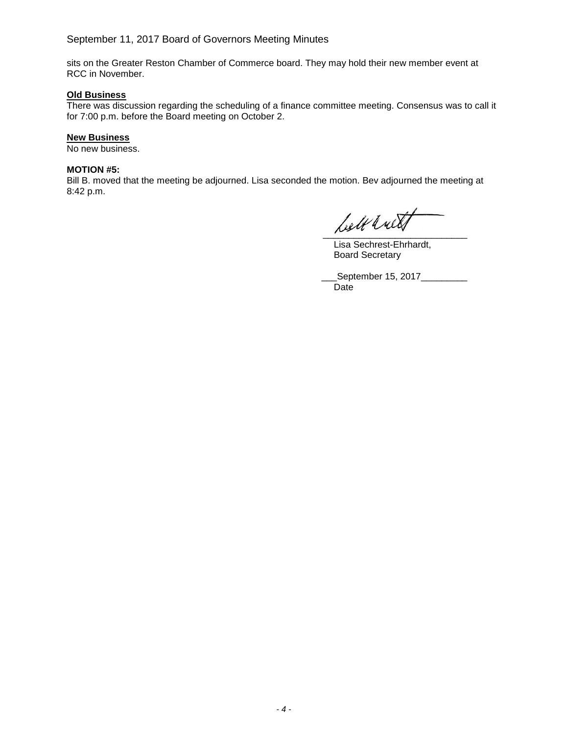sits on the Greater Reston Chamber of Commerce board. They may hold their new member event at RCC in November.

**Old Business**

There was discussion regarding the scheduling of a finance committee meeting. Consensus was to call it for 7:00 p.m. before the Board meeting on October 2.

**New Business**

No new business.

**MOTION #5:**

Bill B. moved that the meeting be adjourned. Lisa seconded the motion. Bev adjourned the meeting at 8:42 p.m.

\_\_\_\_\_\_\_\_\_\_\_\_\_\_\_\_\_\_\_\_\_\_\_\_\_\_\_\_

Lisa Sechrest-Ehrhardt,
Board Secretary

\_\_\_September 15, 2017\_\_\_\_\_\_\_\_\_

Date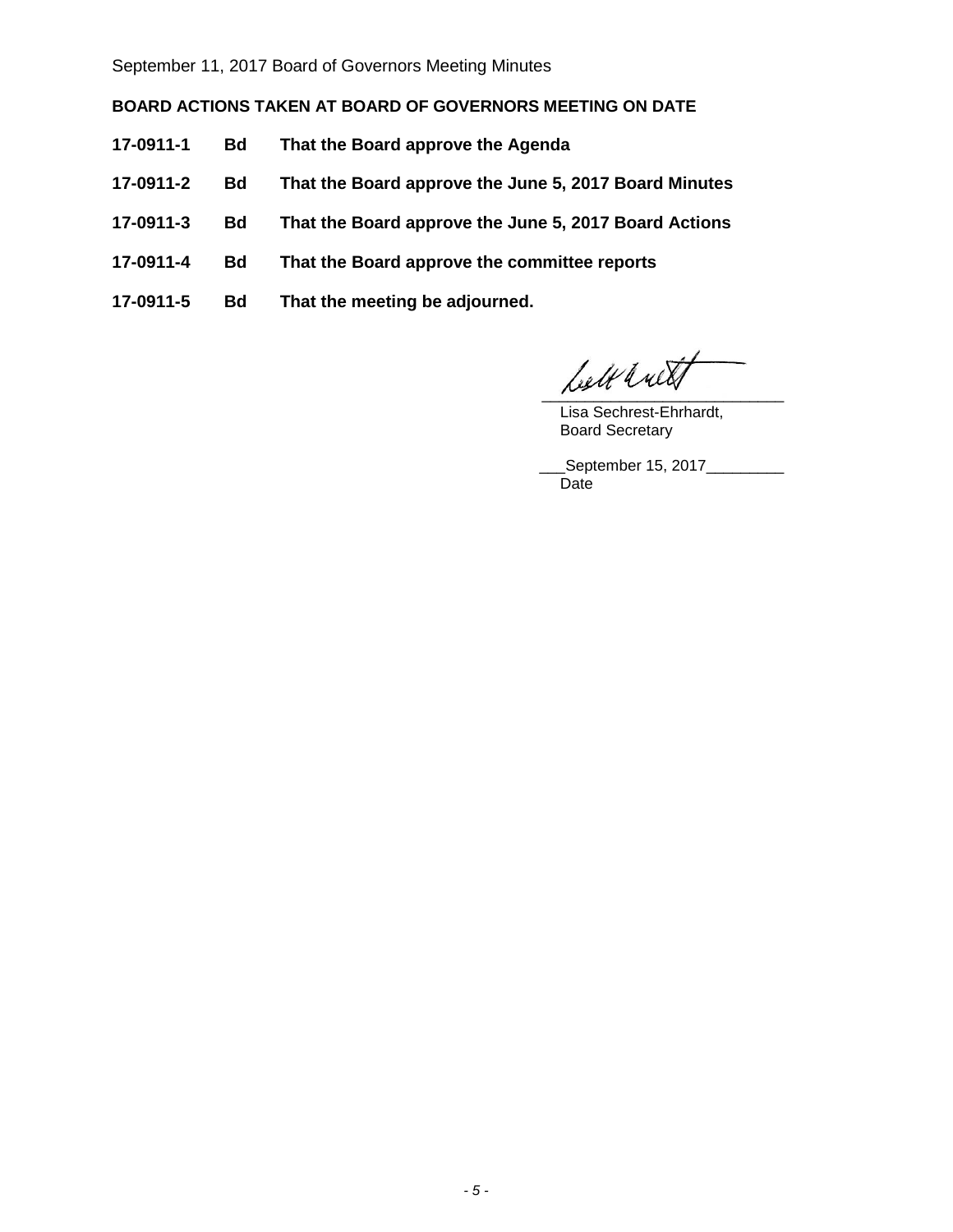## BOARD ACTIONS TAKEN AT BOARD OF GOVERNORS MEETING ON DATE

**17-0911-1 Bd That the Board approve the Agenda**

**17-0911-2 Bd That the Board approve the June 5, 2017 Board Minutes**

**17-0911-3 Bd That the Board approve the June 5, 2017 Board Actions**

**17-0911-4 Bd That the Board approve the committee reports**

**17-0911-5 Bd That the meeting be adjourned.**

Lisa Sechrest-Ehrhardt,
Board Secretary

___September 15, 2017_________
Date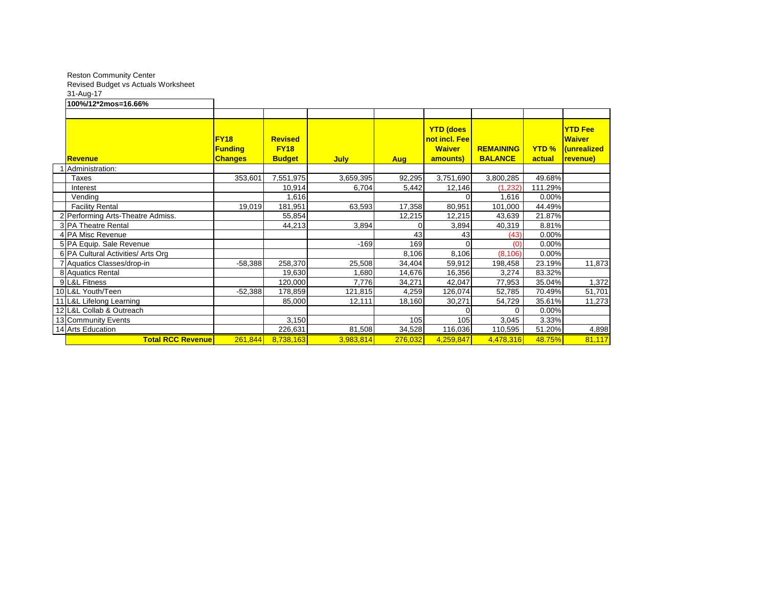Reston Community Center
Revised Budget vs Actuals Worksheet
31-Aug-17

**100%/12*2mos=16.66%**

| | Revenue | FY18 Funding Changes | Revised FY18 Budget | July | Aug | YTD (does not incl. Fee Waiver amounts) | REMAINING BALANCE | YTD % actual | YTD Fee Waiver (unrealized revenue) |
|---|---|---|---|---|---|---|---|---|---|
| 1 | Administration: | | | | | | | | |
| | Taxes | 353,601 | 7,551,975 | 3,659,395 | 92,295 | 3,751,690 | 3,800,285 | 49.68% | |
| | Interest | | 10,914 | 6,704 | 5,442 | 12,146 | (1,232) | 111.29% | |
| | Vending | | 1,616 | | | 0 | 1,616 | 0.00% | |
| | Facility Rental | 19,019 | 181,951 | 63,593 | 17,358 | 80,951 | 101,000 | 44.49% | |
| 2 | Performing Arts-Theatre Admiss. | | 55,854 | | 12,215 | 12,215 | 43,639 | 21.87% | |
| 3 | PA Theatre Rental | | 44,213 | 3,894 | 0 | 3,894 | 40,319 | 8.81% | |
| 4 | PA Misc Revenue | | | | 43 | 43 | (43) | 0.00% | |
| 5 | PA Equip. Sale Revenue | | | -169 | 169 | 0 | (0) | 0.00% | |
| 6 | PA Cultural Activities/ Arts Org | | | | 8,106 | 8,106 | (8,106) | 0.00% | |
| 7 | Aquatics Classes/drop-in | -58,388 | 258,370 | 25,508 | 34,404 | 59,912 | 198,458 | 23.19% | 11,873 |
| 8 | Aquatics Rental | | 19,630 | 1,680 | 14,676 | 16,356 | 3,274 | 83.32% | |
| 9 | L&L Fitness | | 120,000 | 7,776 | 34,271 | 42,047 | 77,953 | 35.04% | 1,372 |
| 10 | L&L Youth/Teen | -52,388 | 178,859 | 121,815 | 4,259 | 126,074 | 52,785 | 70.49% | 51,701 |
| 11 | L&L Lifelong Learning | | 85,000 | 12,111 | 18,160 | 30,271 | 54,729 | 35.61% | 11,273 |
| 12 | L&L Collab & Outreach | | | | | 0 | 0 | 0.00% | |
| 13 | Community Events | | 3,150 | | 105 | 105 | 3,045 | 3.33% | |
| 14 | Arts Education | | 226,631 | 81,508 | 34,528 | 116,036 | 110,595 | 51.20% | 4,898 |
| | **Total RCC Revenue** | 261,844 | 8,738,163 | 3,983,814 | 276,032 | 4,259,847 | 4,478,316 | 48.75% | 81,117 |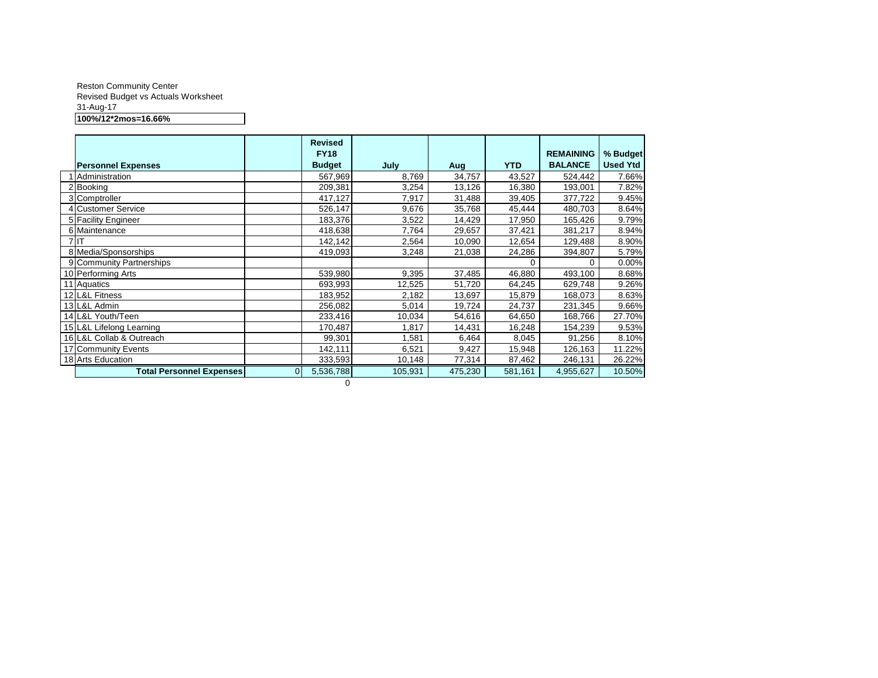Reston Community Center
Revised Budget vs Actuals Worksheet
31-Aug-17

**100%/12*2mos=16.66%**

| | Personnel Expenses | | Revised FY18 Budget | July | Aug | YTD | REMAINING BALANCE | % Budget Used Ytd |
|---|---|---|---|---|---|---|---|---|
| 1 | Administration | | 567,969 | 8,769 | 34,757 | 43,527 | 524,442 | 7.66% |
| 2 | Booking | | 209,381 | 3,254 | 13,126 | 16,380 | 193,001 | 7.82% |
| 3 | Comptroller | | 417,127 | 7,917 | 31,488 | 39,405 | 377,722 | 9.45% |
| 4 | Customer Service | | 526,147 | 9,676 | 35,768 | 45,444 | 480,703 | 8.64% |
| 5 | Facility Engineer | | 183,376 | 3,522 | 14,429 | 17,950 | 165,426 | 9.79% |
| 6 | Maintenance | | 418,638 | 7,764 | 29,657 | 37,421 | 381,217 | 8.94% |
| 7 | IT | | 142,142 | 2,564 | 10,090 | 12,654 | 129,488 | 8.90% |
| 8 | Media/Sponsorships | | 419,093 | 3,248 | 21,038 | 24,286 | 394,807 | 5.79% |
| 9 | Community Partnerships | | | | | 0 | 0 | 0.00% |
| 10 | Performing Arts | | 539,980 | 9,395 | 37,485 | 46,880 | 493,100 | 8.68% |
| 11 | Aquatics | | 693,993 | 12,525 | 51,720 | 64,245 | 629,748 | 9.26% |
| 12 | L&L Fitness | | 183,952 | 2,182 | 13,697 | 15,879 | 168,073 | 8.63% |
| 13 | L&L Admin | | 256,082 | 5,014 | 19,724 | 24,737 | 231,345 | 9.66% |
| 14 | L&L Youth/Teen | | 233,416 | 10,034 | 54,616 | 64,650 | 168,766 | 27.70% |
| 15 | L&L Lifelong Learning | | 170,487 | 1,817 | 14,431 | 16,248 | 154,239 | 9.53% |
| 16 | L&L Collab & Outreach | | 99,301 | 1,581 | 6,464 | 8,045 | 91,256 | 8.10% |
| 17 | Community Events | | 142,111 | 6,521 | 9,427 | 15,948 | 126,163 | 11.22% |
| 18 | Arts Education | | 333,593 | 10,148 | 77,314 | 87,462 | 246,131 | 26.22% |
| | **Total Personnel Expenses** | 0 | 5,536,788 | 105,931 | 475,230 | 581,161 | 4,955,627 | 10.50% |
| | | | 0 | | | | | |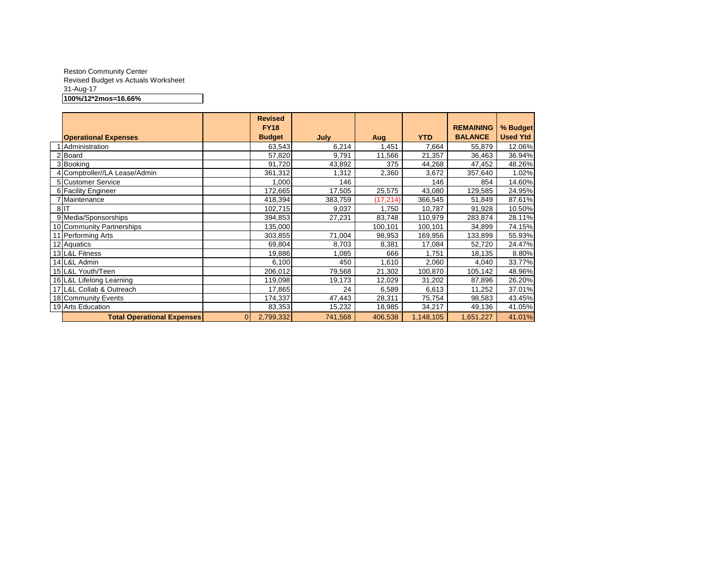Reston Community Center
Revised Budget vs Actuals Worksheet
31-Aug-17

**100%/12*2mos=16.66%**

| | Operational Expenses | | Revised FY18 Budget | July | Aug | YTD | REMAINING BALANCE | % Budget Used Ytd |
|---|---|---|---|---|---|---|---|---|
| 1 | Administration | | 63,543 | 6,214 | 1,451 | 7,664 | 55,879 | 12.06% |
| 2 | Board | | 57,820 | 9,791 | 11,566 | 21,357 | 36,463 | 36.94% |
| 3 | Booking | | 91,720 | 43,892 | 375 | 44,268 | 47,452 | 48.26% |
| 4 | Comptroller//LA Lease/Admin | | 361,312 | 1,312 | 2,360 | 3,672 | 357,640 | 1.02% |
| 5 | Customer Service | | 1,000 | 146 | | 146 | 854 | 14.60% |
| 6 | Facility Engineer | | 172,665 | 17,505 | 25,575 | 43,080 | 129,585 | 24.95% |
| 7 | Maintenance | | 418,394 | 383,759 | (17,214) | 366,545 | 51,849 | 87.61% |
| 8 | IT | | 102,715 | 9,037 | 1,750 | 10,787 | 91,928 | 10.50% |
| 9 | Media/Sponsorships | | 394,853 | 27,231 | 83,748 | 110,979 | 283,874 | 28.11% |
| 10 | Community Partnerships | | 135,000 | | 100,101 | 100,101 | 34,899 | 74.15% |
| 11 | Performing Arts | | 303,855 | 71,004 | 98,953 | 169,956 | 133,899 | 55.93% |
| 12 | Aquatics | | 69,804 | 8,703 | 8,381 | 17,084 | 52,720 | 24.47% |
| 13 | L&L Fitness | | 19,886 | 1,085 | 666 | 1,751 | 18,135 | 8.80% |
| 14 | L&L Admin | | 6,100 | 450 | 1,610 | 2,060 | 4,040 | 33.77% |
| 15 | L&L Youth/Teen | | 206,012 | 79,568 | 21,302 | 100,870 | 105,142 | 48.96% |
| 16 | L&L Lifelong Learning | | 119,098 | 19,173 | 12,029 | 31,202 | 87,896 | 26.20% |
| 17 | L&L Collab & Outreach | | 17,865 | 24 | 6,589 | 6,613 | 11,252 | 37.01% |
| 18 | Community Events | | 174,337 | 47,443 | 28,311 | 75,754 | 98,583 | 43.45% |
| 19 | Arts Education | | 83,353 | 15,232 | 18,985 | 34,217 | 49,136 | 41.05% |
| | **Total Operational Expenses** | 0 | 2,799,332 | 741,568 | 406,538 | 1,148,105 | 1,651,227 | 41.01% |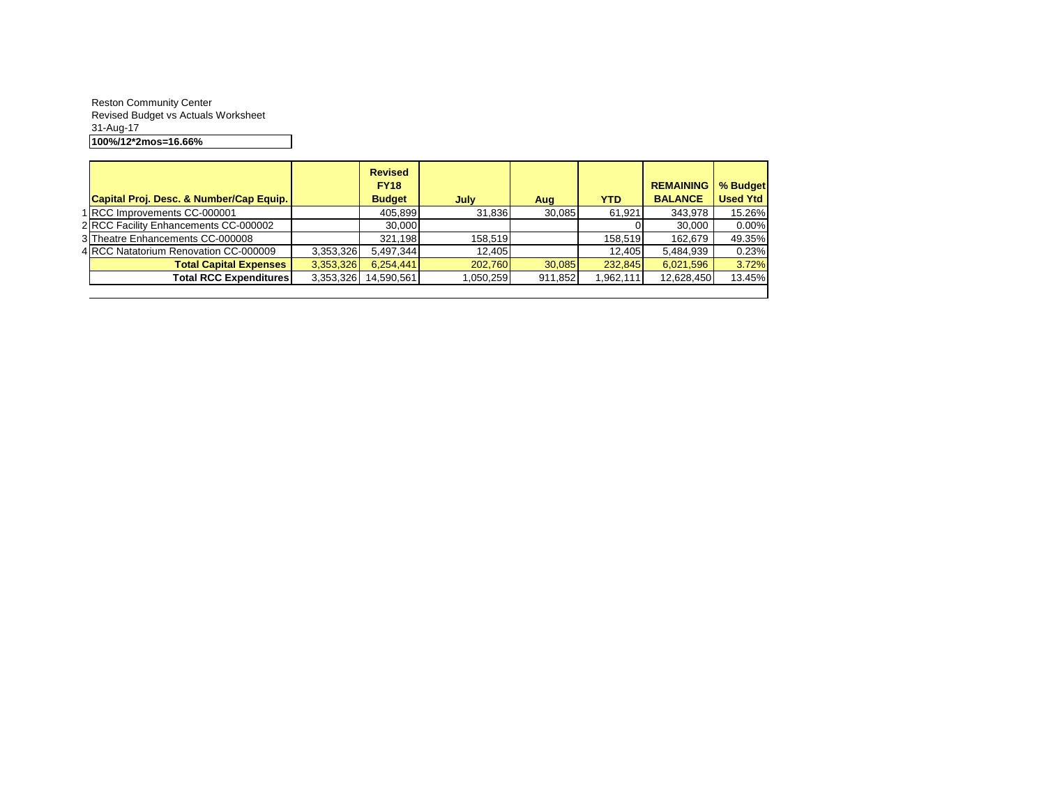Reston Community Center
Revised Budget vs Actuals Worksheet
31-Aug-17

**100%/12*2mos=16.66%**

| | Capital Proj. Desc. & Number/Cap Equip. | | Revised FY18 Budget | July | Aug | YTD | REMAINING BALANCE | % Budget Used Ytd |
|---|---|---|---|---|---|---|---|---|
| 1 | RCC Improvements CC-000001 | | 405,899 | 31,836 | 30,085 | 61,921 | 343,978 | 15.26% |
| 2 | RCC Facility Enhancements CC-000002 | | 30,000 | | | 0 | 30,000 | 0.00% |
| 3 | Theatre Enhancements CC-000008 | | 321,198 | 158,519 | | 158,519 | 162,679 | 49.35% |
| 4 | RCC Natatorium Renovation CC-000009 | 3,353,326 | 5,497,344 | 12,405 | | 12,405 | 5,484,939 | 0.23% |
| | **Total Capital Expenses** | 3,353,326 | 6,254,441 | 202,760 | 30,085 | 232,845 | 6,021,596 | 3.72% |
| | **Total RCC Expenditures** | 3,353,326 | 14,590,561 | 1,050,259 | 911,852 | 1,962,111 | 12,628,450 | 13.45% |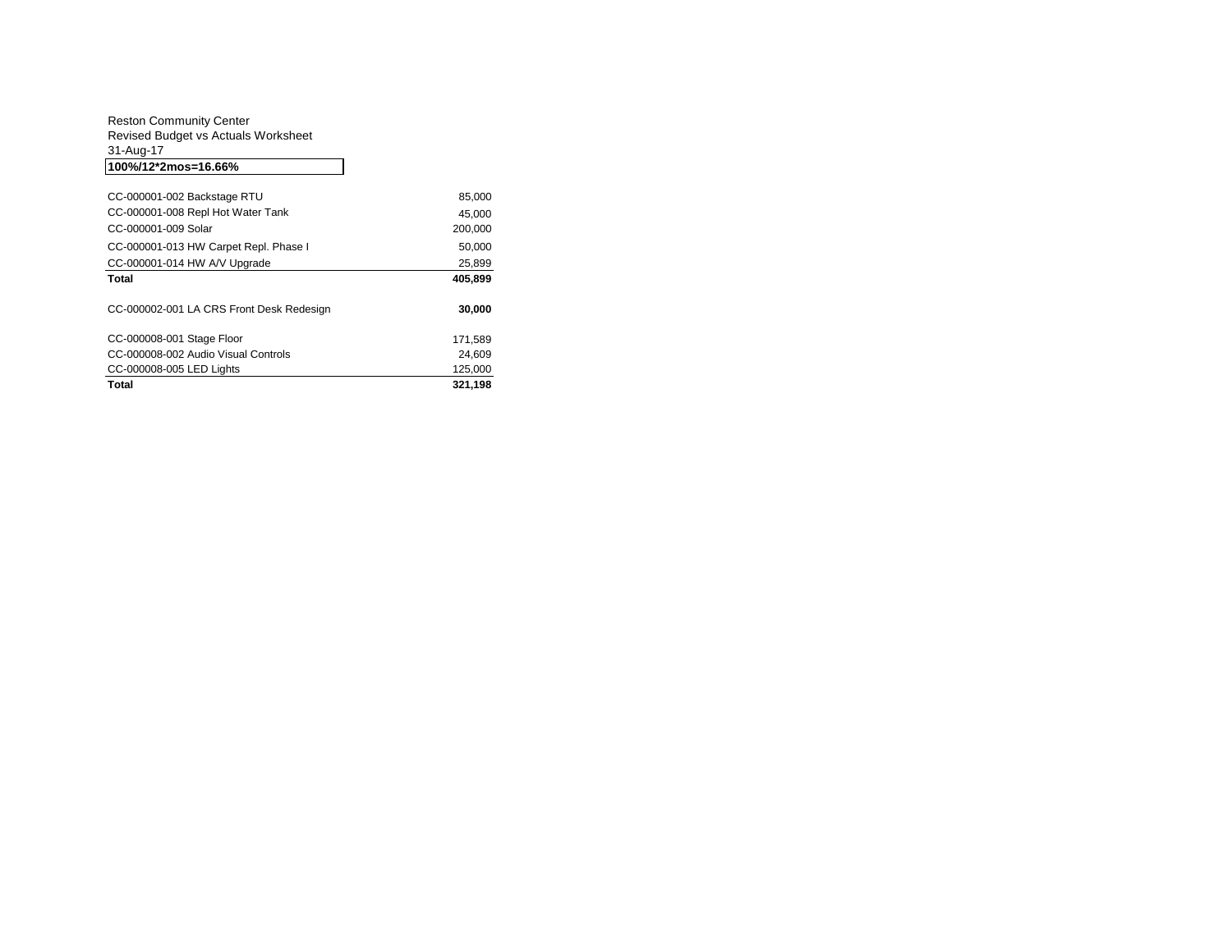Reston Community Center
Revised Budget vs Actuals Worksheet
31-Aug-17

**100%/12*2mos=16.66%**

| | |
|---|---|
| CC-000001-002 Backstage RTU | 85,000 |
| CC-000001-008 Repl Hot Water Tank | 45,000 |
| CC-000001-009 Solar | 200,000 |
| CC-000001-013 HW Carpet Repl. Phase I | 50,000 |
| CC-000001-014 HW A/V Upgrade | 25,899 |
| **Total** | **405,899** |
| | |
| CC-000002-001 LA CRS Front Desk Redesign | **30,000** |
| | |
| CC-000008-001 Stage Floor | 171,589 |
| CC-000008-002 Audio Visual Controls | 24,609 |
| CC-000008-005 LED Lights | 125,000 |
| **Total** | **321,198** |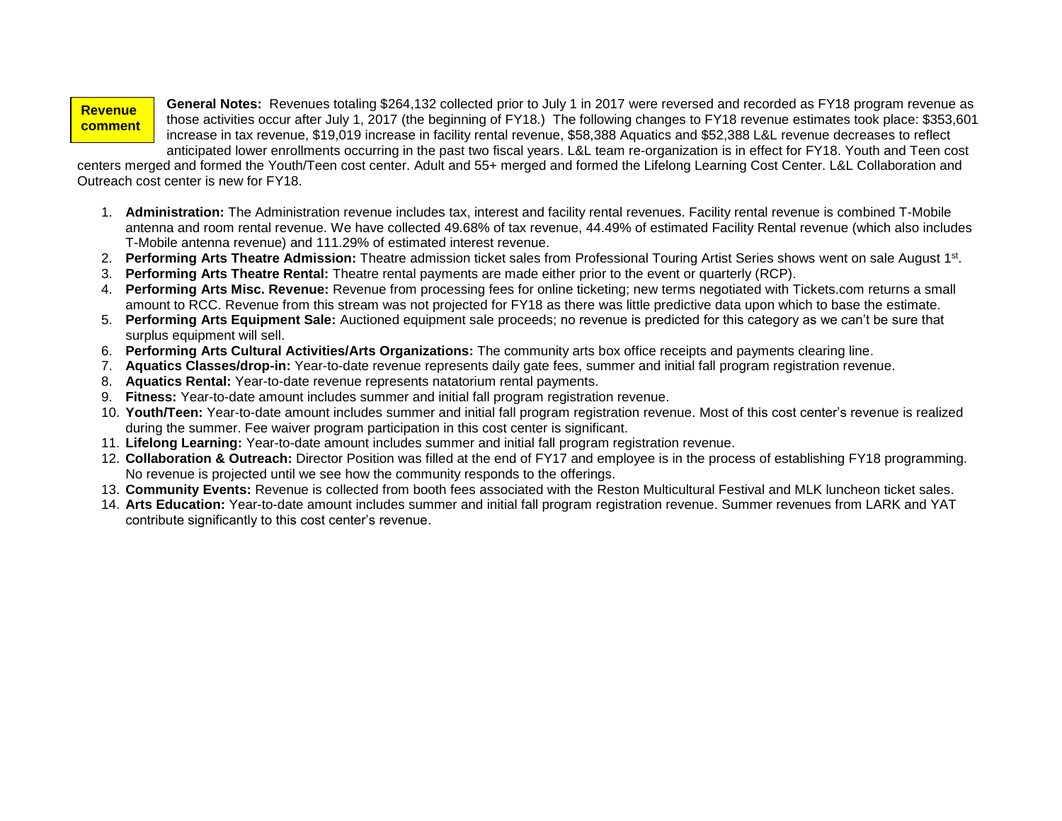**Revenue comment**

**General Notes:** Revenues totaling $264,132 collected prior to July 1 in 2017 were reversed and recorded as FY18 program revenue as those activities occur after July 1, 2017 (the beginning of FY18.) The following changes to FY18 revenue estimates took place: $353,601 increase in tax revenue, $19,019 increase in facility rental revenue, $58,388 Aquatics and $52,388 L&L revenue decreases to reflect anticipated lower enrollments occurring in the past two fiscal years. L&L team re-organization is in effect for FY18. Youth and Teen cost centers merged and formed the Youth/Teen cost center. Adult and 55+ merged and formed the Lifelong Learning Cost Center. L&L Collaboration and Outreach cost center is new for FY18.

1. **Administration:** The Administration revenue includes tax, interest and facility rental revenues. Facility rental revenue is combined T-Mobile antenna and room rental revenue. We have collected 49.68% of tax revenue, 44.49% of estimated Facility Rental revenue (which also includes T-Mobile antenna revenue) and 111.29% of estimated interest revenue.
2. **Performing Arts Theatre Admission:** Theatre admission ticket sales from Professional Touring Artist Series shows went on sale August 1st.
3. **Performing Arts Theatre Rental:** Theatre rental payments are made either prior to the event or quarterly (RCP).
4. **Performing Arts Misc. Revenue:** Revenue from processing fees for online ticketing; new terms negotiated with Tickets.com returns a small amount to RCC. Revenue from this stream was not projected for FY18 as there was little predictive data upon which to base the estimate.
5. **Performing Arts Equipment Sale:** Auctioned equipment sale proceeds; no revenue is predicted for this category as we can't be sure that surplus equipment will sell.
6. **Performing Arts Cultural Activities/Arts Organizations:** The community arts box office receipts and payments clearing line.
7. **Aquatics Classes/drop-in:** Year-to-date revenue represents daily gate fees, summer and initial fall program registration revenue.
8. **Aquatics Rental:** Year-to-date revenue represents natatorium rental payments.
9. **Fitness:** Year-to-date amount includes summer and initial fall program registration revenue.
10. **Youth/Teen:** Year-to-date amount includes summer and initial fall program registration revenue. Most of this cost center's revenue is realized during the summer. Fee waiver program participation in this cost center is significant.
11. **Lifelong Learning:** Year-to-date amount includes summer and initial fall program registration revenue.
12. **Collaboration & Outreach:** Director Position was filled at the end of FY17 and employee is in the process of establishing FY18 programming. No revenue is projected until we see how the community responds to the offerings.
13. **Community Events:** Revenue is collected from booth fees associated with the Reston Multicultural Festival and MLK luncheon ticket sales.
14. **Arts Education:** Year-to-date amount includes summer and initial fall program registration revenue. Summer revenues from LARK and YAT contribute significantly to this cost center's revenue.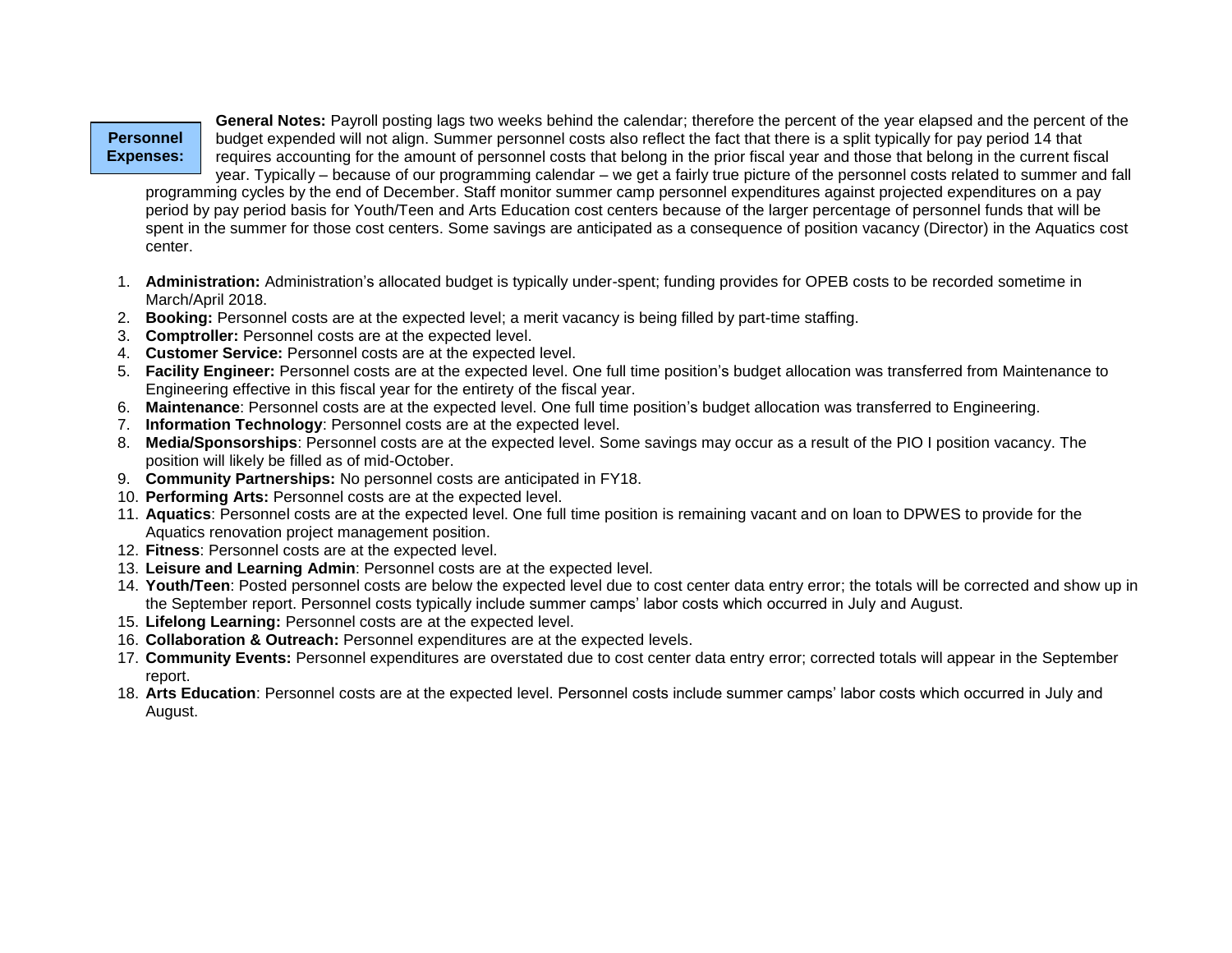**Personnel Expenses:**

**General Notes:** Payroll posting lags two weeks behind the calendar; therefore the percent of the year elapsed and the percent of the budget expended will not align. Summer personnel costs also reflect the fact that there is a split typically for pay period 14 that requires accounting for the amount of personnel costs that belong in the prior fiscal year and those that belong in the current fiscal year. Typically – because of our programming calendar – we get a fairly true picture of the personnel costs related to summer and fall programming cycles by the end of December. Staff monitor summer camp personnel expenditures against projected expenditures on a pay period by pay period basis for Youth/Teen and Arts Education cost centers because of the larger percentage of personnel funds that will be spent in the summer for those cost centers. Some savings are anticipated as a consequence of position vacancy (Director) in the Aquatics cost center.

1. **Administration:** Administration's allocated budget is typically under-spent; funding provides for OPEB costs to be recorded sometime in March/April 2018.
2. **Booking:** Personnel costs are at the expected level; a merit vacancy is being filled by part-time staffing.
3. **Comptroller:** Personnel costs are at the expected level.
4. **Customer Service:** Personnel costs are at the expected level.
5. **Facility Engineer:** Personnel costs are at the expected level. One full time position's budget allocation was transferred from Maintenance to Engineering effective in this fiscal year for the entirety of the fiscal year.
6. **Maintenance**: Personnel costs are at the expected level. One full time position's budget allocation was transferred to Engineering.
7. **Information Technology**: Personnel costs are at the expected level.
8. **Media/Sponsorships**: Personnel costs are at the expected level. Some savings may occur as a result of the PIO I position vacancy. The position will likely be filled as of mid-October.
9. **Community Partnerships:** No personnel costs are anticipated in FY18.
10. **Performing Arts:** Personnel costs are at the expected level.
11. **Aquatics**: Personnel costs are at the expected level. One full time position is remaining vacant and on loan to DPWES to provide for the Aquatics renovation project management position.
12. **Fitness**: Personnel costs are at the expected level.
13. **Leisure and Learning Admin**: Personnel costs are at the expected level.
14. **Youth/Teen**: Posted personnel costs are below the expected level due to cost center data entry error; the totals will be corrected and show up in the September report. Personnel costs typically include summer camps' labor costs which occurred in July and August.
15. **Lifelong Learning:** Personnel costs are at the expected level.
16. **Collaboration & Outreach:** Personnel expenditures are at the expected levels.
17. **Community Events:** Personnel expenditures are overstated due to cost center data entry error; corrected totals will appear in the September report.
18. **Arts Education**: Personnel costs are at the expected level. Personnel costs include summer camps' labor costs which occurred in July and August.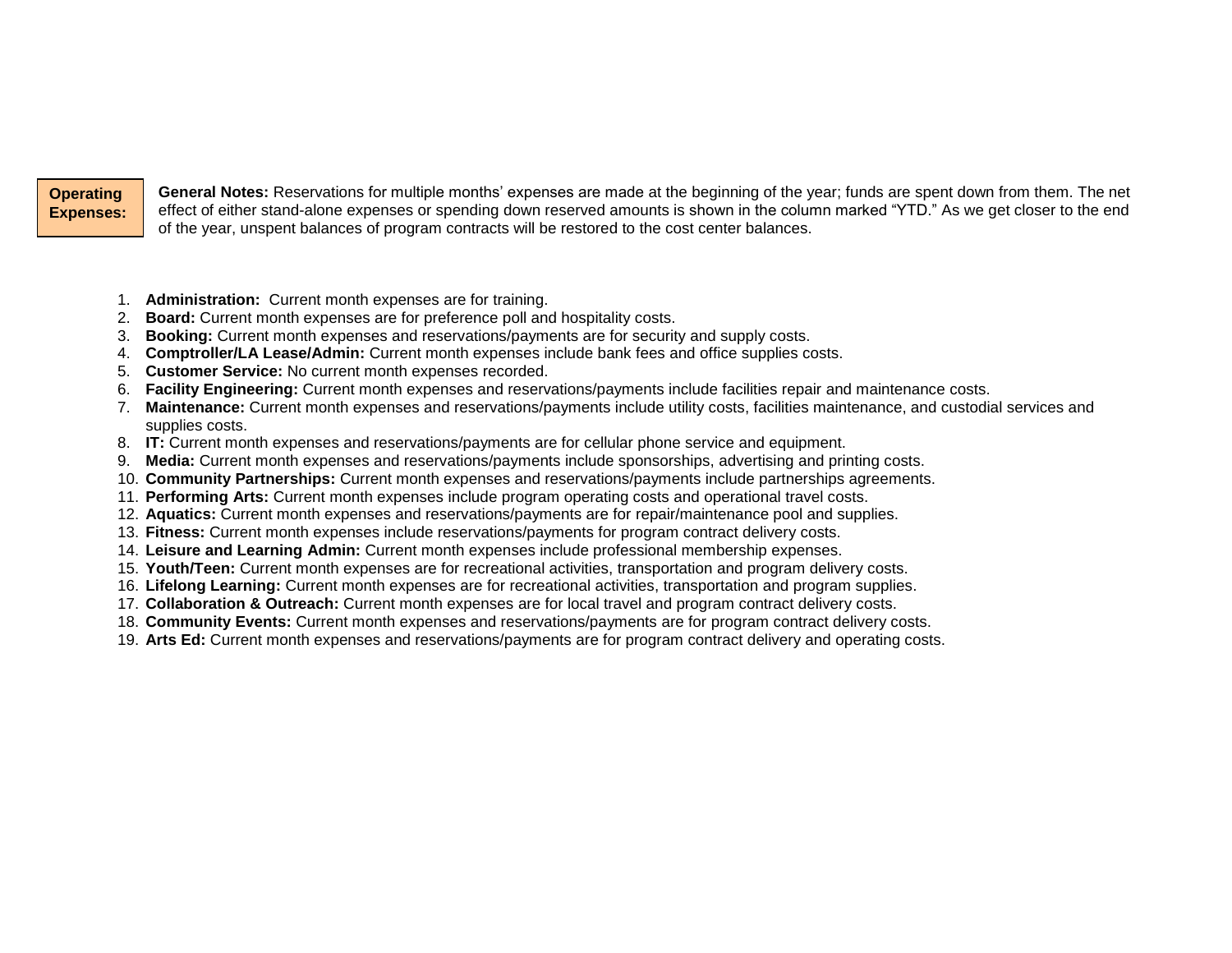**Operating Expenses:**

**General Notes:** Reservations for multiple months' expenses are made at the beginning of the year; funds are spent down from them. The net effect of either stand-alone expenses or spending down reserved amounts is shown in the column marked "YTD." As we get closer to the end of the year, unspent balances of program contracts will be restored to the cost center balances.

1. **Administration:** Current month expenses are for training.
2. **Board:** Current month expenses are for preference poll and hospitality costs.
3. **Booking:** Current month expenses and reservations/payments are for security and supply costs.
4. **Comptroller/LA Lease/Admin:** Current month expenses include bank fees and office supplies costs.
5. **Customer Service:** No current month expenses recorded.
6. **Facility Engineering:** Current month expenses and reservations/payments include facilities repair and maintenance costs.
7. **Maintenance:** Current month expenses and reservations/payments include utility costs, facilities maintenance, and custodial services and supplies costs.
8. **IT:** Current month expenses and reservations/payments are for cellular phone service and equipment.
9. **Media:** Current month expenses and reservations/payments include sponsorships, advertising and printing costs.
10. **Community Partnerships:** Current month expenses and reservations/payments include partnerships agreements.
11. **Performing Arts:** Current month expenses include program operating costs and operational travel costs.
12. **Aquatics:** Current month expenses and reservations/payments are for repair/maintenance pool and supplies.
13. **Fitness:** Current month expenses include reservations/payments for program contract delivery costs.
14. **Leisure and Learning Admin:** Current month expenses include professional membership expenses.
15. **Youth/Teen:** Current month expenses are for recreational activities, transportation and program delivery costs.
16. **Lifelong Learning:** Current month expenses are for recreational activities, transportation and program supplies.
17. **Collaboration & Outreach:** Current month expenses are for local travel and program contract delivery costs.
18. **Community Events:** Current month expenses and reservations/payments are for program contract delivery costs.
19. **Arts Ed:** Current month expenses and reservations/payments are for program contract delivery and operating costs.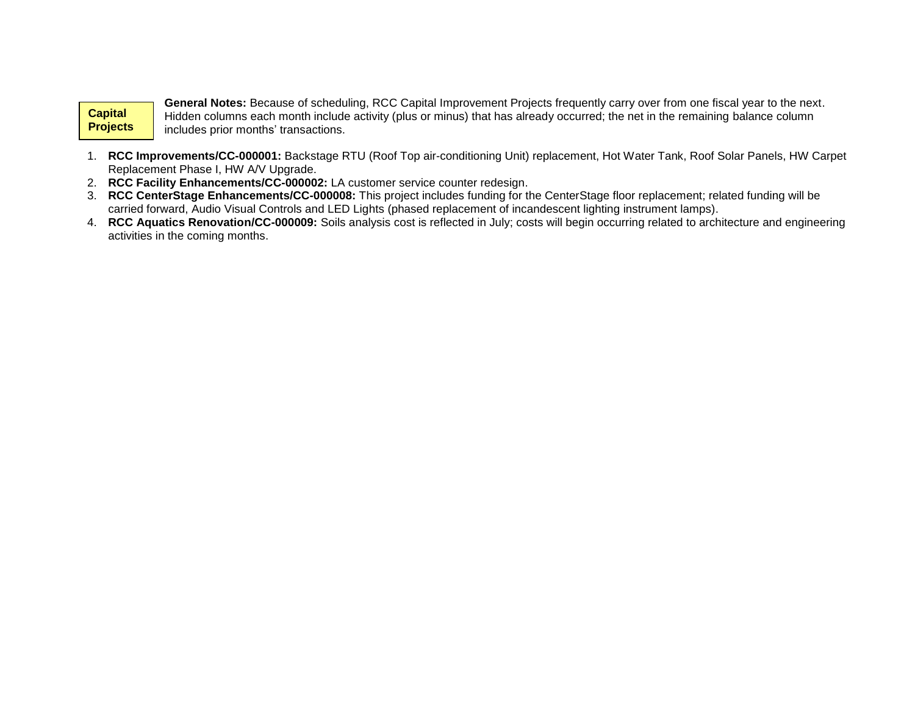**Capital Projects**

**General Notes:** Because of scheduling, RCC Capital Improvement Projects frequently carry over from one fiscal year to the next. Hidden columns each month include activity (plus or minus) that has already occurred; the net in the remaining balance column includes prior months' transactions.

1. **RCC Improvements/CC-000001:** Backstage RTU (Roof Top air-conditioning Unit) replacement, Hot Water Tank, Roof Solar Panels, HW Carpet Replacement Phase I, HW A/V Upgrade.
2. **RCC Facility Enhancements/CC-000002:** LA customer service counter redesign.
3. **RCC CenterStage Enhancements/CC-000008:** This project includes funding for the CenterStage floor replacement; related funding will be carried forward, Audio Visual Controls and LED Lights (phased replacement of incandescent lighting instrument lamps).
4. **RCC Aquatics Renovation/CC-000009:** Soils analysis cost is reflected in July; costs will begin occurring related to architecture and engineering activities in the coming months.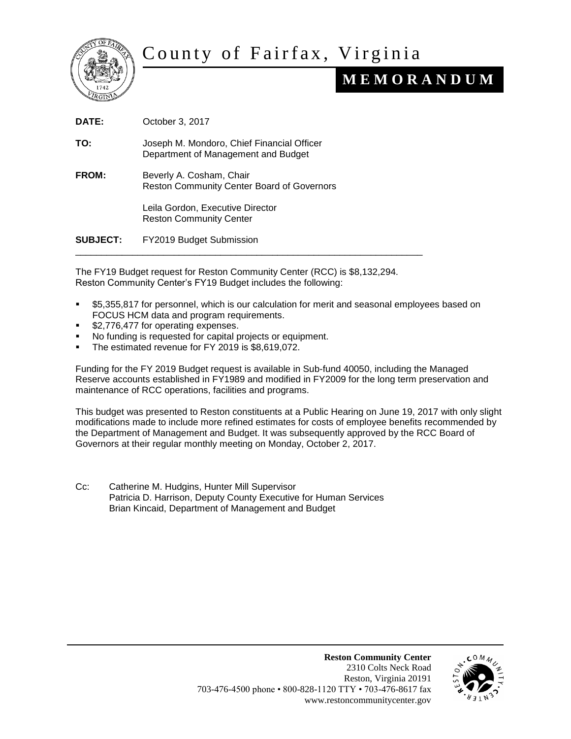# County of Fairfax, Virginia

## MEMORANDUM

**DATE:** October 3, 2017

**TO:** Joseph M. Mondoro, Chief Financial Officer
Department of Management and Budget

**FROM:** Beverly A. Cosham, Chair
Reston Community Center Board of Governors

Leila Gordon, Executive Director
Reston Community Center

**SUBJECT:** FY2019 Budget Submission

---

The FY19 Budget request for Reston Community Center (RCC) is $8,132,294. Reston Community Center's FY19 Budget includes the following:

- $5,355,817 for personnel, which is our calculation for merit and seasonal employees based on FOCUS HCM data and program requirements.
- $2,776,477 for operating expenses.
- No funding is requested for capital projects or equipment.
- The estimated revenue for FY 2019 is $8,619,072.

Funding for the FY 2019 Budget request is available in Sub-fund 40050, including the Managed Reserve accounts established in FY1989 and modified in FY2009 for the long term preservation and maintenance of RCC operations, facilities and programs.

This budget was presented to Reston constituents at a Public Hearing on June 19, 2017 with only slight modifications made to include more refined estimates for costs of employee benefits recommended by the Department of Management and Budget. It was subsequently approved by the RCC Board of Governors at their regular monthly meeting on Monday, October 2, 2017.

Cc: Catherine M. Hudgins, Hunter Mill Supervisor
Patricia D. Harrison, Deputy County Executive for Human Services
Brian Kincaid, Department of Management and Budget

---

**Reston Community Center**
2310 Colts Neck Road
Reston, Virginia 20191
703-476-4500 phone • 800-828-1120 TTY • 703-476-8617 fax
www.restoncommunitycenter.gov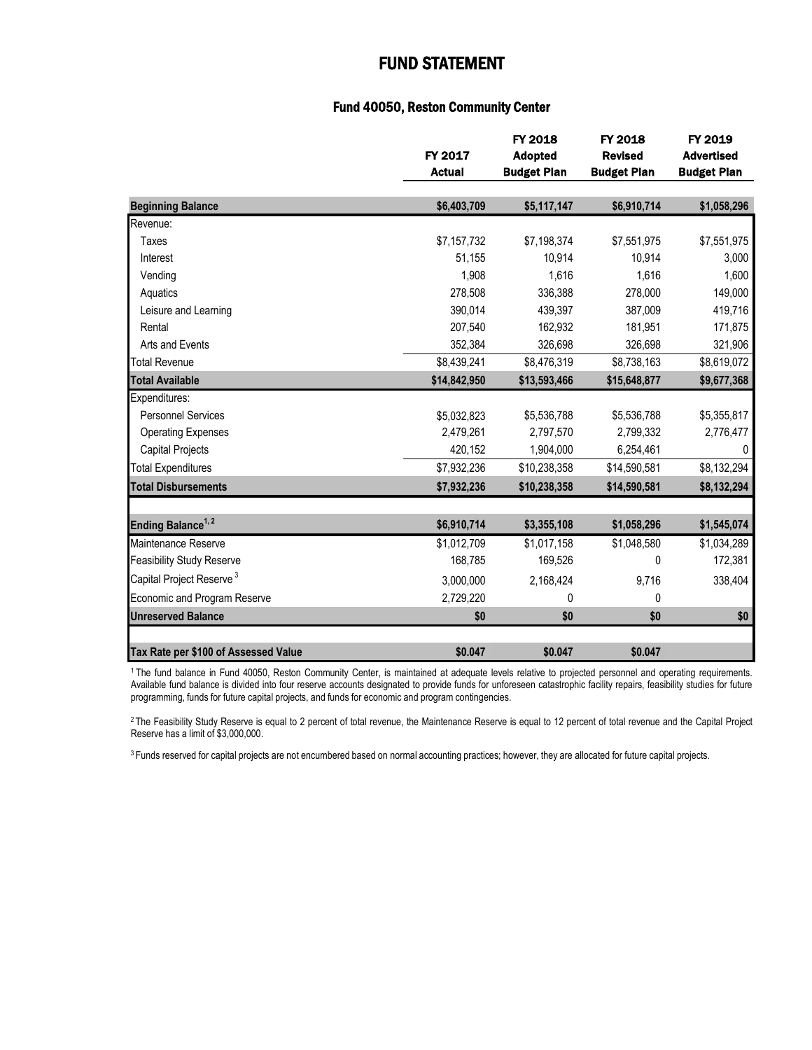# FUND STATEMENT

## Fund 40050, Reston Community Center

| | FY 2017 Actual | FY 2018 Adopted Budget Plan | FY 2018 Revised Budget Plan | FY 2019 Advertised Budget Plan |
|---|---|---|---|---|
| **Beginning Balance** | **$6,403,709** | **$5,117,147** | **$6,910,714** | **$1,058,296** |
| Revenue: | | | | |
| Taxes | $7,157,732 | $7,198,374 | $7,551,975 | $7,551,975 |
| Interest | 51,155 | 10,914 | 10,914 | 3,000 |
| Vending | 1,908 | 1,616 | 1,616 | 1,600 |
| Aquatics | 278,508 | 336,388 | 278,000 | 149,000 |
| Leisure and Learning | 390,014 | 439,397 | 387,009 | 419,716 |
| Rental | 207,540 | 162,932 | 181,951 | 171,875 |
| Arts and Events | 352,384 | 326,698 | 326,698 | 321,906 |
| Total Revenue | $8,439,241 | $8,476,319 | $8,738,163 | $8,619,072 |
| **Total Available** | **$14,842,950** | **$13,593,466** | **$15,648,877** | **$9,677,368** |
| Expenditures: | | | | |
| Personnel Services | $5,032,823 | $5,536,788 | $5,536,788 | $5,355,817 |
| Operating Expenses | 2,479,261 | 2,797,570 | 2,799,332 | 2,776,477 |
| Capital Projects | 420,152 | 1,904,000 | 6,254,461 | 0 |
| Total Expenditures | $7,932,236 | $10,238,358 | $14,590,581 | $8,132,294 |
| **Total Disbursements** | **$7,932,236** | **$10,238,358** | **$14,590,581** | **$8,132,294** |
| | | | | |
| **Ending Balance[1, 2]** | **$6,910,714** | **$3,355,108** | **$1,058,296** | **$1,545,074** |
| Maintenance Reserve | $1,012,709 | $1,017,158 | $1,048,580 | $1,034,289 |
| Feasibility Study Reserve | 168,785 | 169,526 | 0 | 172,381 |
| Capital Project Reserve [3] | 3,000,000 | 2,168,424 | 9,716 | 338,404 |
| Economic and Program Reserve | 2,729,220 | 0 | 0 | |
| **Unreserved Balance** | **$0** | **$0** | **$0** | **$0** |
| | | | | |
| **Tax Rate per $100 of Assessed Value** | **$0.047** | **$0.047** | **$0.047** | |

[1] The fund balance in Fund 40050, Reston Community Center, is maintained at adequate levels relative to projected personnel and operating requirements. Available fund balance is divided into four reserve accounts designated to provide funds for unforeseen catastrophic facility repairs, feasibility studies for future programming, funds for future capital projects, and funds for economic and program contingencies.

[2] The Feasibility Study Reserve is equal to 2 percent of total revenue, the Maintenance Reserve is equal to 12 percent of total revenue and the Capital Project Reserve has a limit of $3,000,000.

[3] Funds reserved for capital projects are not encumbered based on normal accounting practices; however, they are allocated for future capital projects.